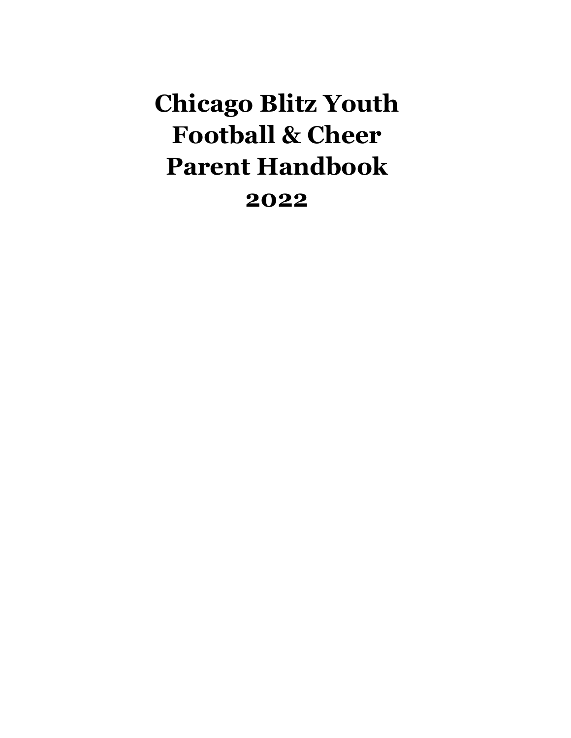# Chicago Blitz Youth Football & Cheer Parent Handbook 2022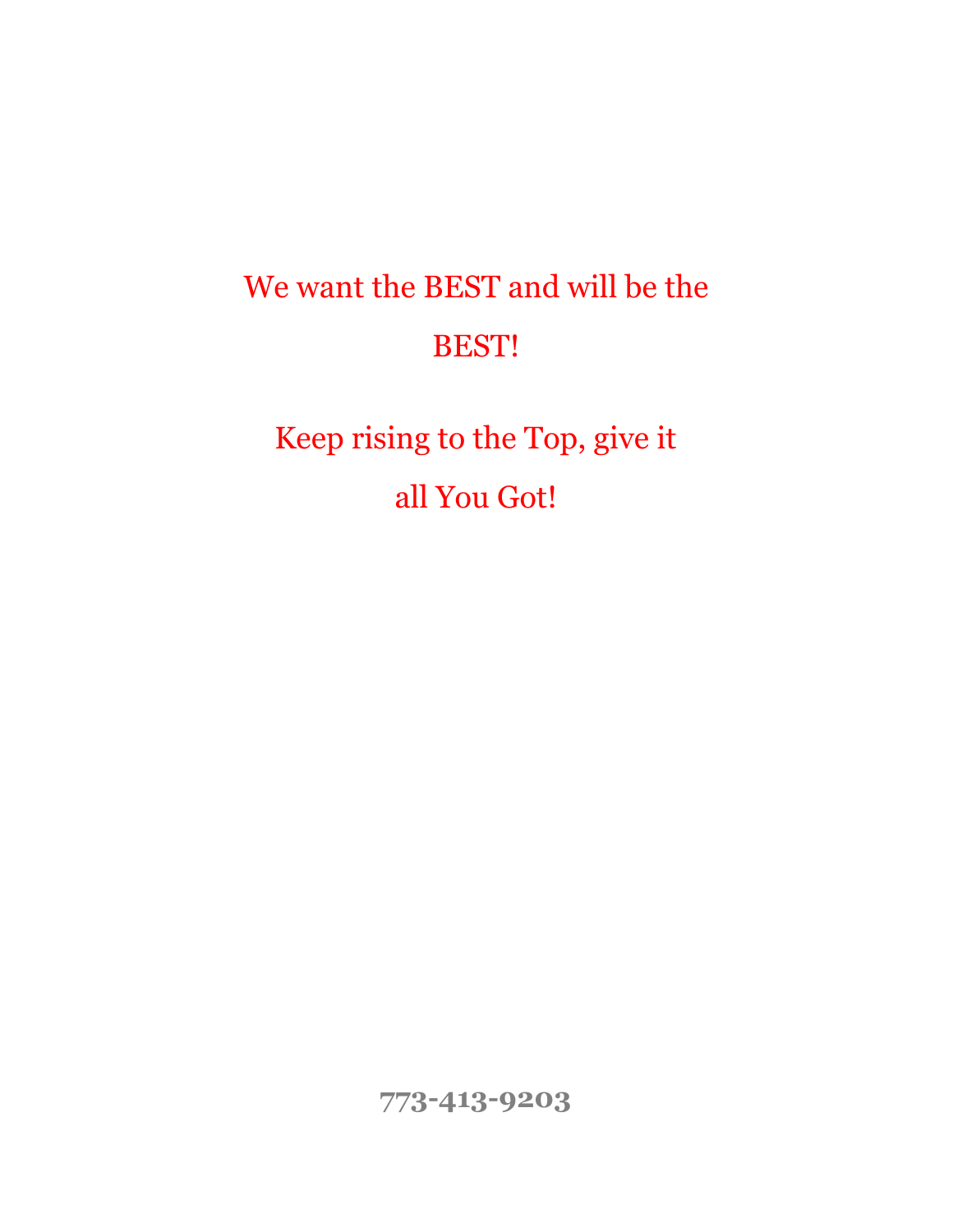We want the BEST and will be the BEST!

Keep rising to the Top, give it all You Got!

**773-413-9203**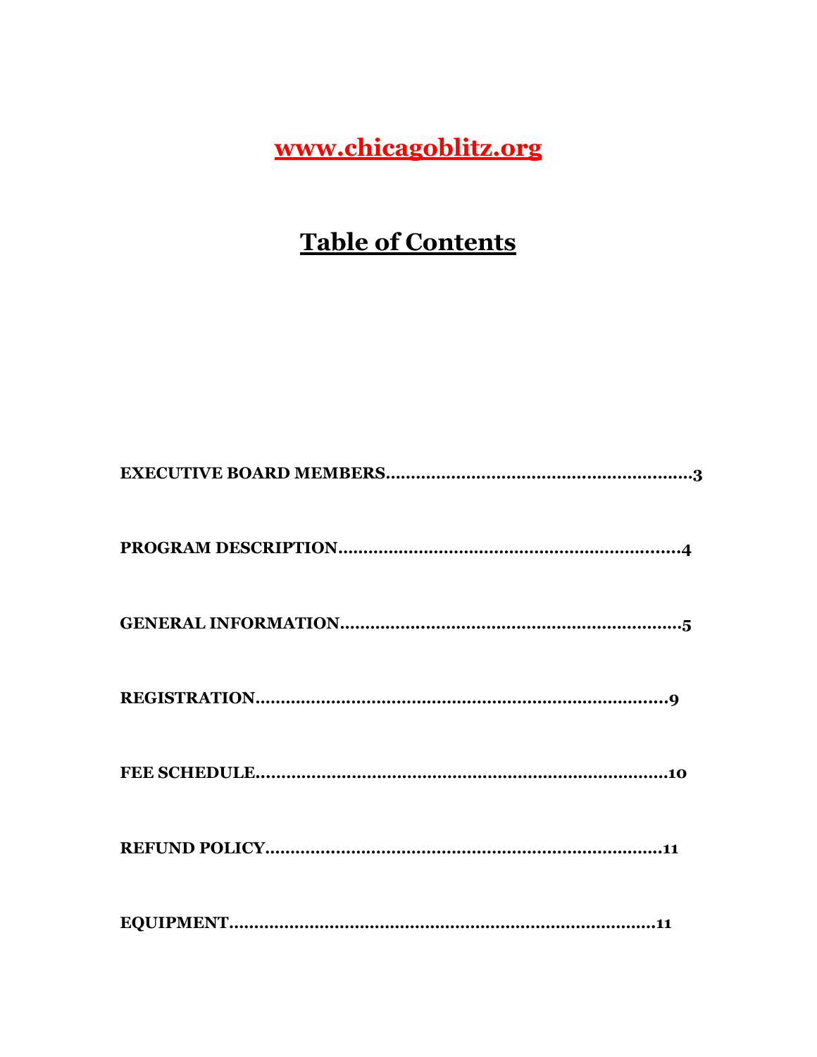**www.chicagoblitz.org**

# Table of Contents

**EXECUTIVE BOARD MEMBERS..............................................................3**

**PROGRAM DESCRIPTION.....................................................................4**

**GENERAL INFORMATION....................................................................5**

**REGISTRATION..................................................................................9**

**FEE SCHEDULE..................................................................................10**

**REFUND POLICY................................................................................11**

**EQUIPMENT.......................................................................................11**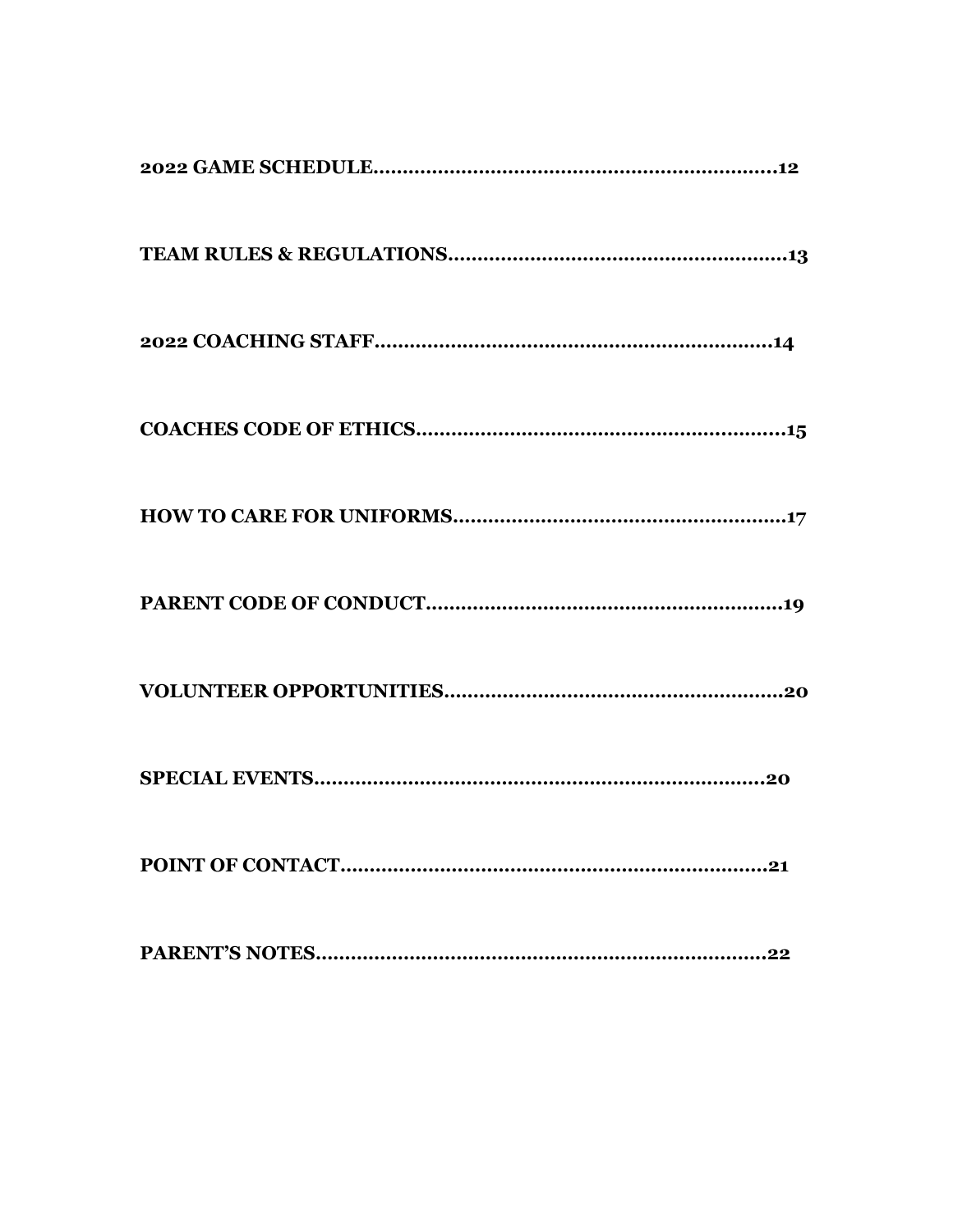**2022 GAME SCHEDULE.....................................................................12**

**TEAM RULES & REGULATIONS.........................................................13**

**2022 COACHING STAFF...................................................................14**

**COACHES CODE OF ETHICS...............................................................15**

**HOW TO CARE FOR UNIFORMS.........................................................17**

**PARENT CODE OF CONDUCT.............................................................19**

**VOLUNTEER OPPORTUNITIES.........................................................20**

**SPECIAL EVENTS.............................................................................20**

**POINT OF CONTACT........................................................................21**

**PARENT'S NOTES.............................................................................22**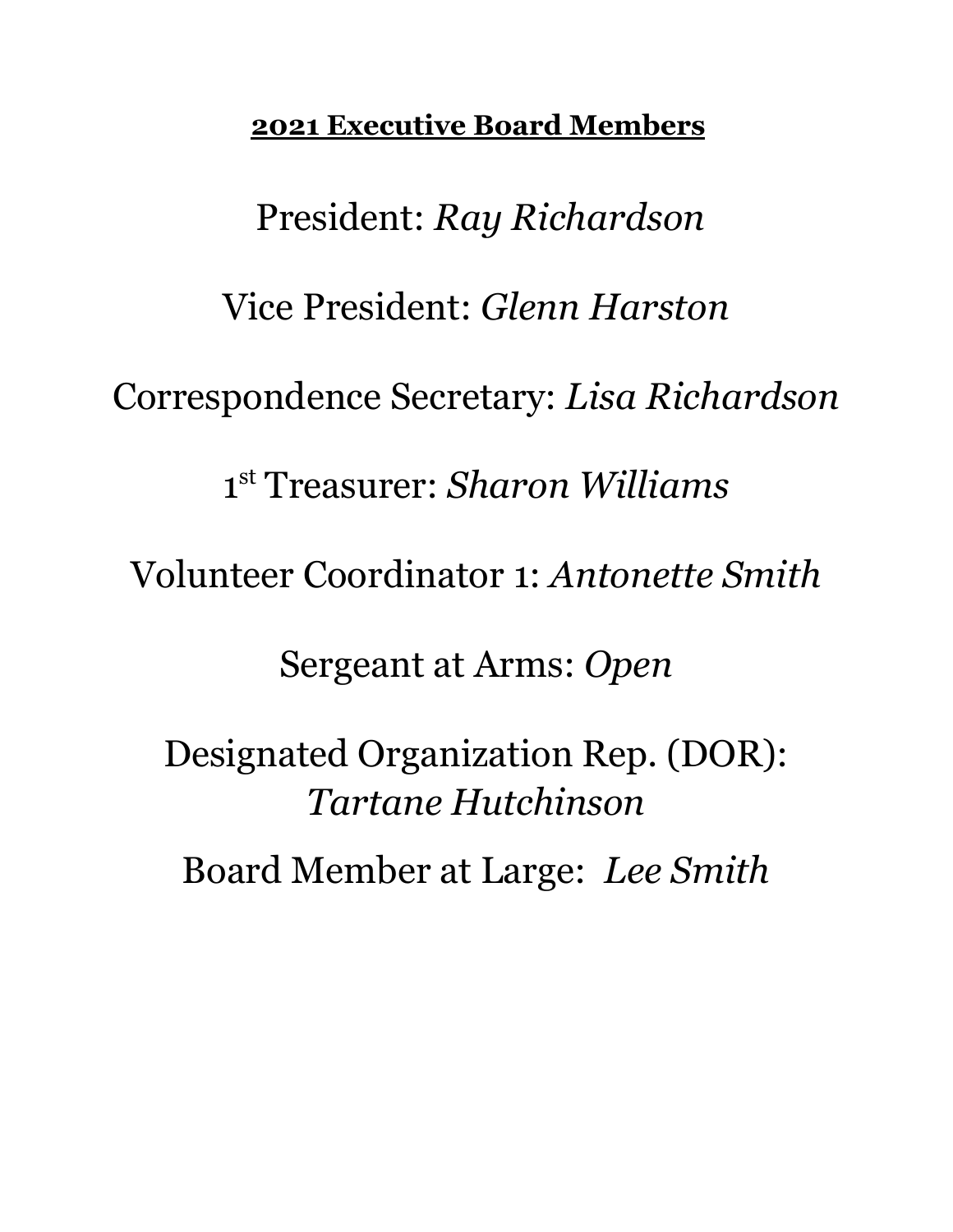**2021 Executive Board Members**

President: *Ray Richardson*

Vice President: *Glenn Harston*

Correspondence Secretary: *Lisa Richardson*

1st Treasurer: *Sharon Williams*

Volunteer Coordinator 1: *Antonette Smith*

Sergeant at Arms: *Open*

Designated Organization Rep. (DOR): *Tartane Hutchinson*

Board Member at Large: *Lee Smith*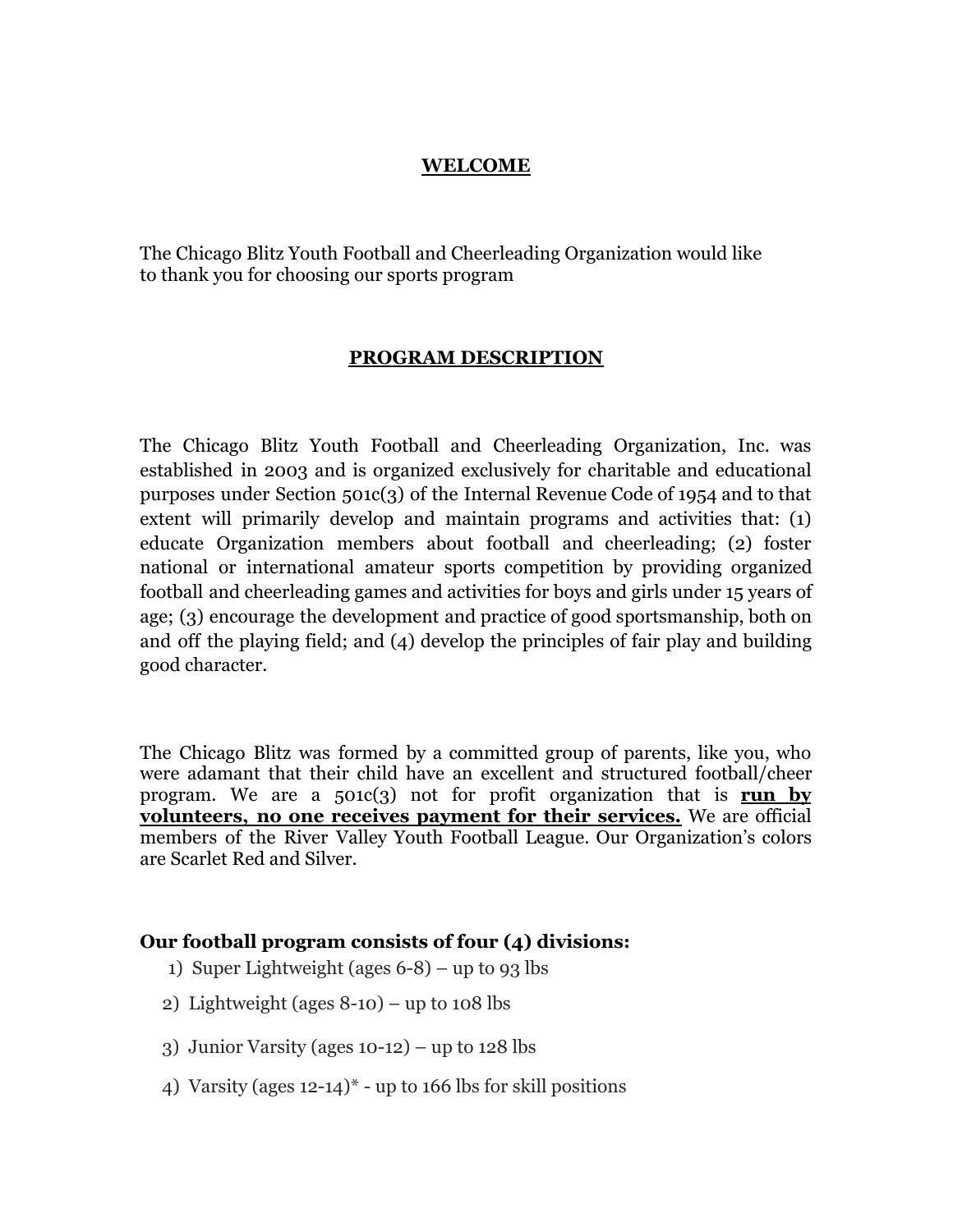## WELCOME

The Chicago Blitz Youth Football and Cheerleading Organization would like to thank you for choosing our sports program

## PROGRAM DESCRIPTION

The Chicago Blitz Youth Football and Cheerleading Organization, Inc. was established in 2003 and is organized exclusively for charitable and educational purposes under Section 501c(3) of the Internal Revenue Code of 1954 and to that extent will primarily develop and maintain programs and activities that: (1) educate Organization members about football and cheerleading; (2) foster national or international amateur sports competition by providing organized football and cheerleading games and activities for boys and girls under 15 years of age; (3) encourage the development and practice of good sportsmanship, both on and off the playing field; and (4) develop the principles of fair play and building good character.

The Chicago Blitz was formed by a committed group of parents, like you, who were adamant that their child have an excellent and structured football/cheer program. We are a 501c(3) not for profit organization that is **run by volunteers, no one receives payment for their services.** We are official members of the River Valley Youth Football League. Our Organization's colors are Scarlet Red and Silver.

**Our football program consists of four (4) divisions:**

1) Super Lightweight (ages 6-8) – up to 93 lbs
2) Lightweight (ages 8-10) – up to 108 lbs
3) Junior Varsity (ages 10-12) – up to 128 lbs
4) Varsity (ages 12-14)* - up to 166 lbs for skill positions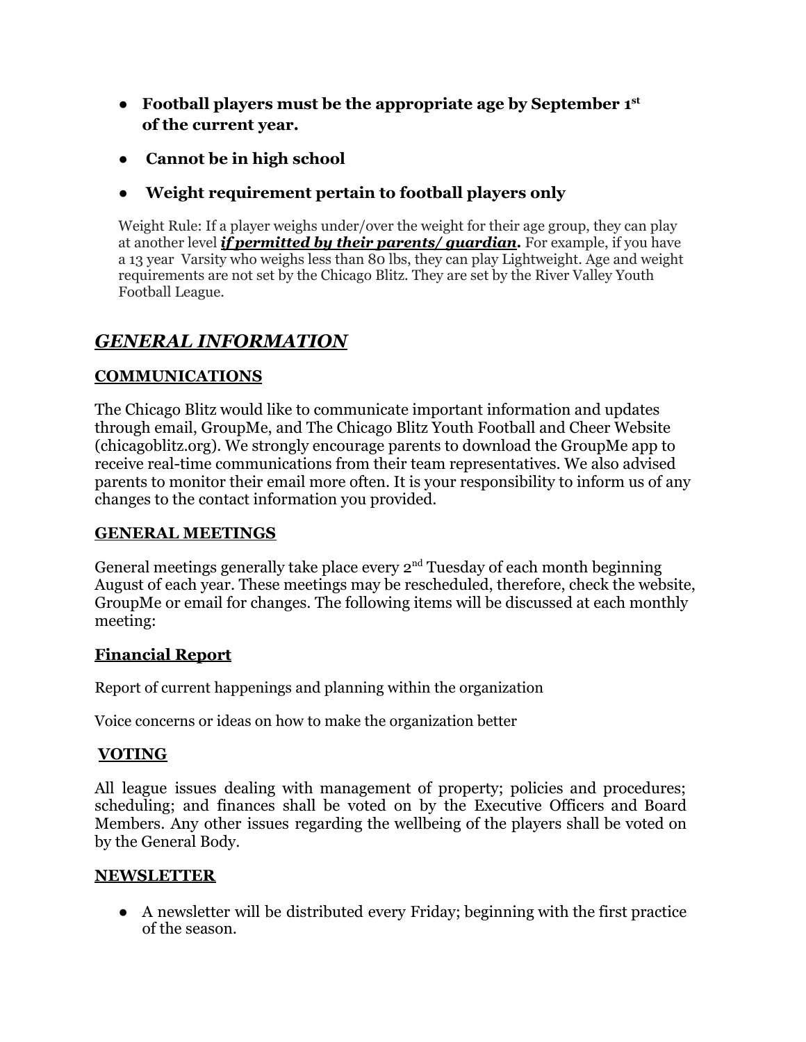- **Football players must be the appropriate age by September 1st of the current year.**
- **Cannot be in high school**
- **Weight requirement pertain to football players only**

Weight Rule: If a player weighs under/over the weight for their age group, they can play at another level ***if permitted by their parents/ guardian*.** For example, if you have a 13 year Varsity who weighs less than 80 lbs, they can play Lightweight. Age and weight requirements are not set by the Chicago Blitz. They are set by the River Valley Youth Football League.

## *GENERAL INFORMATION*

### COMMUNICATIONS

The Chicago Blitz would like to communicate important information and updates through email, GroupMe, and The Chicago Blitz Youth Football and Cheer Website (chicagoblitz.org). We strongly encourage parents to download the GroupMe app to receive real-time communications from their team representatives. We also advised parents to monitor their email more often. It is your responsibility to inform us of any changes to the contact information you provided.

### GENERAL MEETINGS

General meetings generally take place every 2nd Tuesday of each month beginning August of each year. These meetings may be rescheduled, therefore, check the website, GroupMe or email for changes. The following items will be discussed at each monthly meeting:

### Financial Report

Report of current happenings and planning within the organization

Voice concerns or ideas on how to make the organization better

### VOTING

All league issues dealing with management of property; policies and procedures; scheduling; and finances shall be voted on by the Executive Officers and Board Members. Any other issues regarding the wellbeing of the players shall be voted on by the General Body.

### NEWSLETTER

- A newsletter will be distributed every Friday; beginning with the first practice of the season.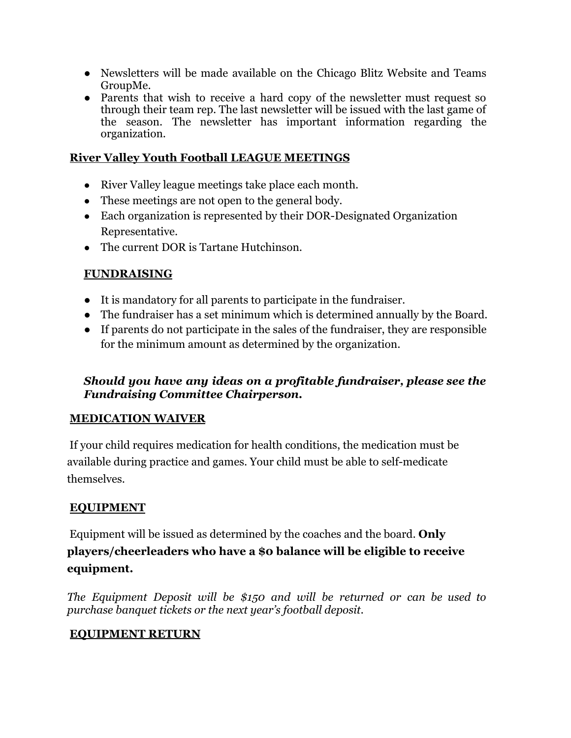- Newsletters will be made available on the Chicago Blitz Website and Teams GroupMe.
- Parents that wish to receive a hard copy of the newsletter must request so through their team rep. The last newsletter will be issued with the last game of the season. The newsletter has important information regarding the organization.

## River Valley Youth Football LEAGUE MEETINGS

- River Valley league meetings take place each month.
- These meetings are not open to the general body.
- Each organization is represented by their DOR-Designated Organization Representative.
- The current DOR is Tartane Hutchinson.

## FUNDRAISING

- It is mandatory for all parents to participate in the fundraiser.
- The fundraiser has a set minimum which is determined annually by the Board.
- If parents do not participate in the sales of the fundraiser, they are responsible for the minimum amount as determined by the organization.

***Should you have any ideas on a profitable fundraiser, please see the Fundraising Committee Chairperson.***

## MEDICATION WAIVER

If your child requires medication for health conditions, the medication must be available during practice and games. Your child must be able to self-medicate themselves.

## EQUIPMENT

Equipment will be issued as determined by the coaches and the board. **Only players/cheerleaders who have a $0 balance will be eligible to receive equipment.**

*The Equipment Deposit will be $150 and will be returned or can be used to purchase banquet tickets or the next year's football deposit.*

## EQUIPMENT RETURN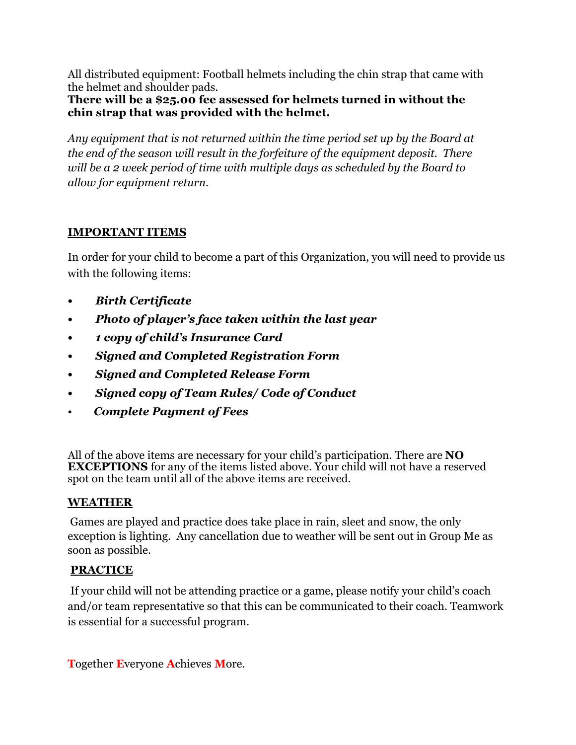All distributed equipment: Football helmets including the chin strap that came with the helmet and shoulder pads.
**There will be a $25.00 fee assessed for helmets turned in without the chin strap that was provided with the helmet.**

*Any equipment that is not returned within the time period set up by the Board at the end of the season will result in the forfeiture of the equipment deposit. There will be a 2 week period of time with multiple days as scheduled by the Board to allow for equipment return.*

## IMPORTANT ITEMS

In order for your child to become a part of this Organization, you will need to provide us with the following items:

- ***Birth Certificate***
- ***Photo of player's face taken within the last year***
- ***1 copy of child's Insurance Card***
- ***Signed and Completed Registration Form***
- ***Signed and Completed Release Form***
- ***Signed copy of Team Rules/ Code of Conduct***
- ***Complete Payment of Fees***

All of the above items are necessary for your child's participation. There are **NO EXCEPTIONS** for any of the items listed above. Your child will not have a reserved spot on the team until all of the above items are received.

## WEATHER

Games are played and practice does take place in rain, sleet and snow, the only exception is lighting. Any cancellation due to weather will be sent out in Group Me as soon as possible.

## PRACTICE

If your child will not be attending practice or a game, please notify your child's coach and/or team representative so that this can be communicated to their coach. Teamwork is essential for a successful program.

**T**ogether **E**veryone **A**chieves **M**ore.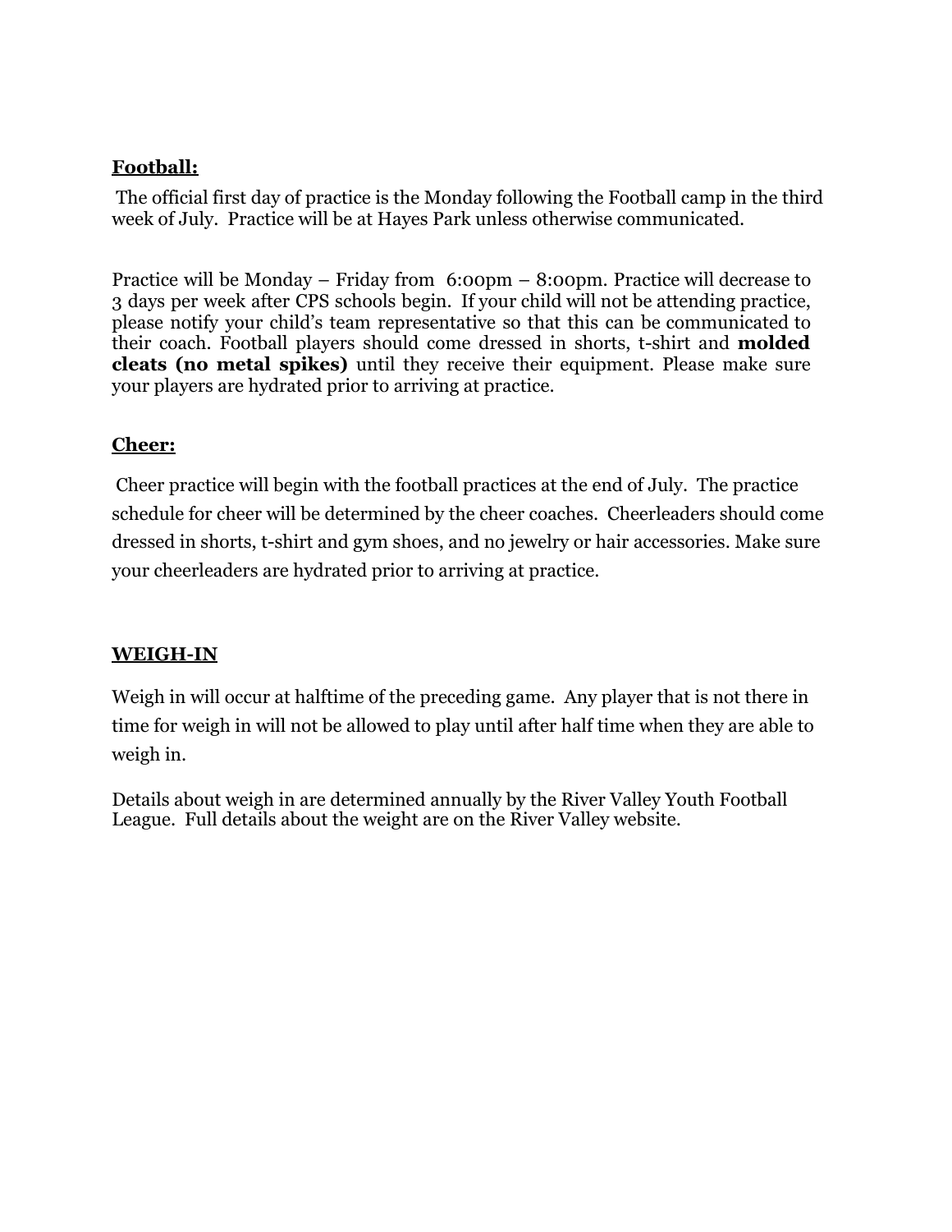**Football:**

The official first day of practice is the Monday following the Football camp in the third week of July. Practice will be at Hayes Park unless otherwise communicated.

Practice will be Monday – Friday from 6:00pm – 8:00pm. Practice will decrease to 3 days per week after CPS schools begin. If your child will not be attending practice, please notify your child's team representative so that this can be communicated to their coach. Football players should come dressed in shorts, t-shirt and **molded cleats (no metal spikes)** until they receive their equipment. Please make sure your players are hydrated prior to arriving at practice.

**Cheer:**

Cheer practice will begin with the football practices at the end of July. The practice schedule for cheer will be determined by the cheer coaches. Cheerleaders should come dressed in shorts, t-shirt and gym shoes, and no jewelry or hair accessories. Make sure your cheerleaders are hydrated prior to arriving at practice.

**WEIGH-IN**

Weigh in will occur at halftime of the preceding game. Any player that is not there in time for weigh in will not be allowed to play until after half time when they are able to weigh in.

Details about weigh in are determined annually by the River Valley Youth Football League. Full details about the weight are on the River Valley website.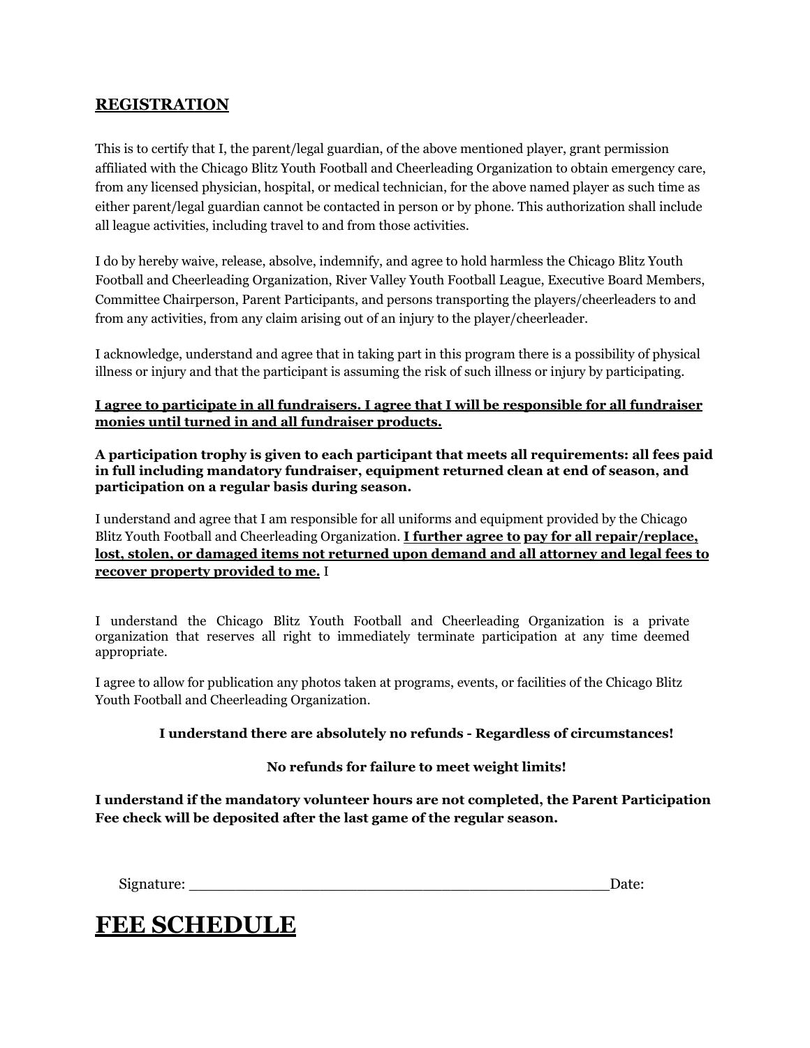## REGISTRATION

This is to certify that I, the parent/legal guardian, of the above mentioned player, grant permission affiliated with the Chicago Blitz Youth Football and Cheerleading Organization to obtain emergency care, from any licensed physician, hospital, or medical technician, for the above named player as such time as either parent/legal guardian cannot be contacted in person or by phone. This authorization shall include all league activities, including travel to and from those activities.

I do by hereby waive, release, absolve, indemnify, and agree to hold harmless the Chicago Blitz Youth Football and Cheerleading Organization, River Valley Youth Football League, Executive Board Members, Committee Chairperson, Parent Participants, and persons transporting the players/cheerleaders to and from any activities, from any claim arising out of an injury to the player/cheerleader.

I acknowledge, understand and agree that in taking part in this program there is a possibility of physical illness or injury and that the participant is assuming the risk of such illness or injury by participating.

<u>**I agree to participate in all fundraisers. I agree that I will be responsible for all fundraiser monies until turned in and all fundraiser products.**</u>

**A participation trophy is given to each participant that meets all requirements: all fees paid in full including mandatory fundraiser, equipment returned clean at end of season, and participation on a regular basis during season.**

I understand and agree that I am responsible for all uniforms and equipment provided by the Chicago Blitz Youth Football and Cheerleading Organization. <u>**I further agree to pay for all repair/replace, lost, stolen, or damaged items not returned upon demand and all attorney and legal fees to recover property provided to me.**</u> I

I understand the Chicago Blitz Youth Football and Cheerleading Organization is a private organization that reserves all right to immediately terminate participation at any time deemed appropriate.

I agree to allow for publication any photos taken at programs, events, or facilities of the Chicago Blitz Youth Football and Cheerleading Organization.

**I understand there are absolutely no refunds - Regardless of circumstances!**

**No refunds for failure to meet weight limits!**

**I understand if the mandatory volunteer hours are not completed, the Parent Participation Fee check will be deposited after the last game of the regular season.**

Signature: ______________________________________________Date:

# FEE SCHEDULE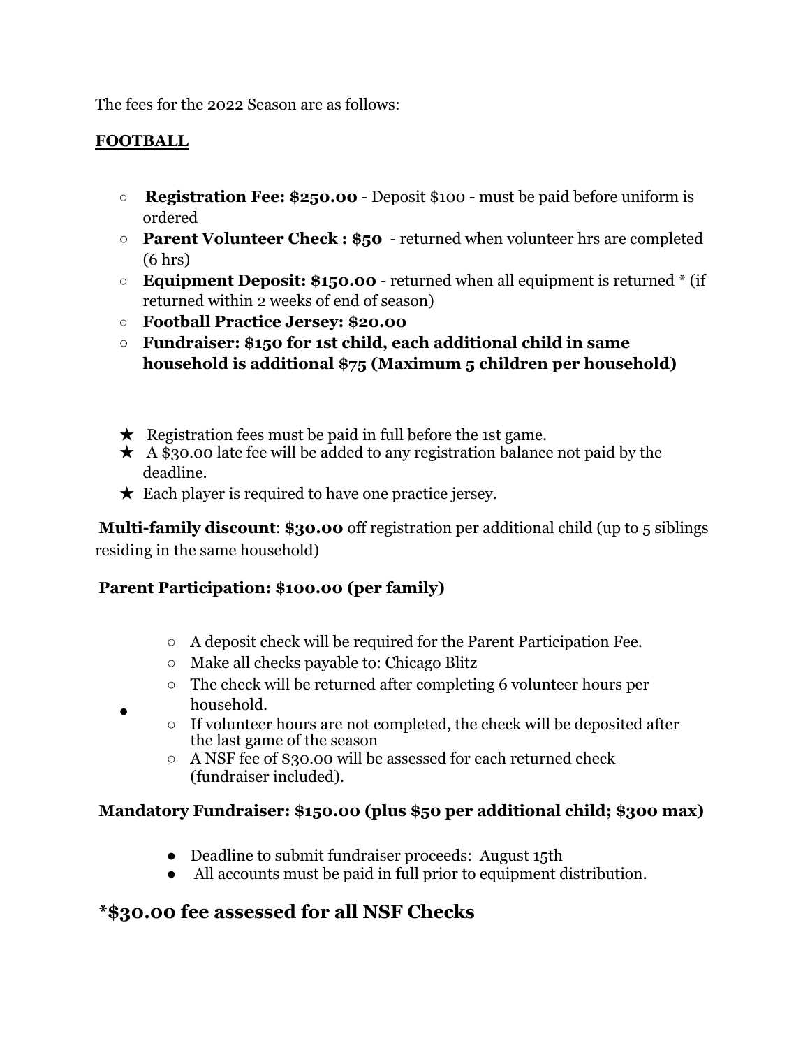The fees for the 2022 Season are as follows:

**FOOTBALL**

- **Registration Fee: $250.00** - Deposit $100 - must be paid before uniform is ordered
- **Parent Volunteer Check : $50** - returned when volunteer hrs are completed (6 hrs)
- **Equipment Deposit: $150.00** - returned when all equipment is returned * (if returned within 2 weeks of end of season)
- **Football Practice Jersey: $20.00**
- **Fundraiser: $150 for 1st child, each additional child in same household is additional $75 (Maximum 5 children per household)**

- ★ Registration fees must be paid in full before the 1st game.
- ★ A $30.00 late fee will be added to any registration balance not paid by the deadline.
- ★ Each player is required to have one practice jersey.

**Multi-family discount**: **$30.00** off registration per additional child (up to 5 siblings residing in the same household)

**Parent Participation: $100.00 (per family)**

- A deposit check will be required for the Parent Participation Fee.
- Make all checks payable to: Chicago Blitz
- The check will be returned after completing 6 volunteer hours per household.
- If volunteer hours are not completed, the check will be deposited after the last game of the season
- A NSF fee of $30.00 will be assessed for each returned check (fundraiser included).

**Mandatory Fundraiser: $150.00 (plus $50 per additional child; $300 max)**

- Deadline to submit fundraiser proceeds: August 15th
- All accounts must be paid in full prior to equipment distribution.

## *$30.00 fee assessed for all NSF Checks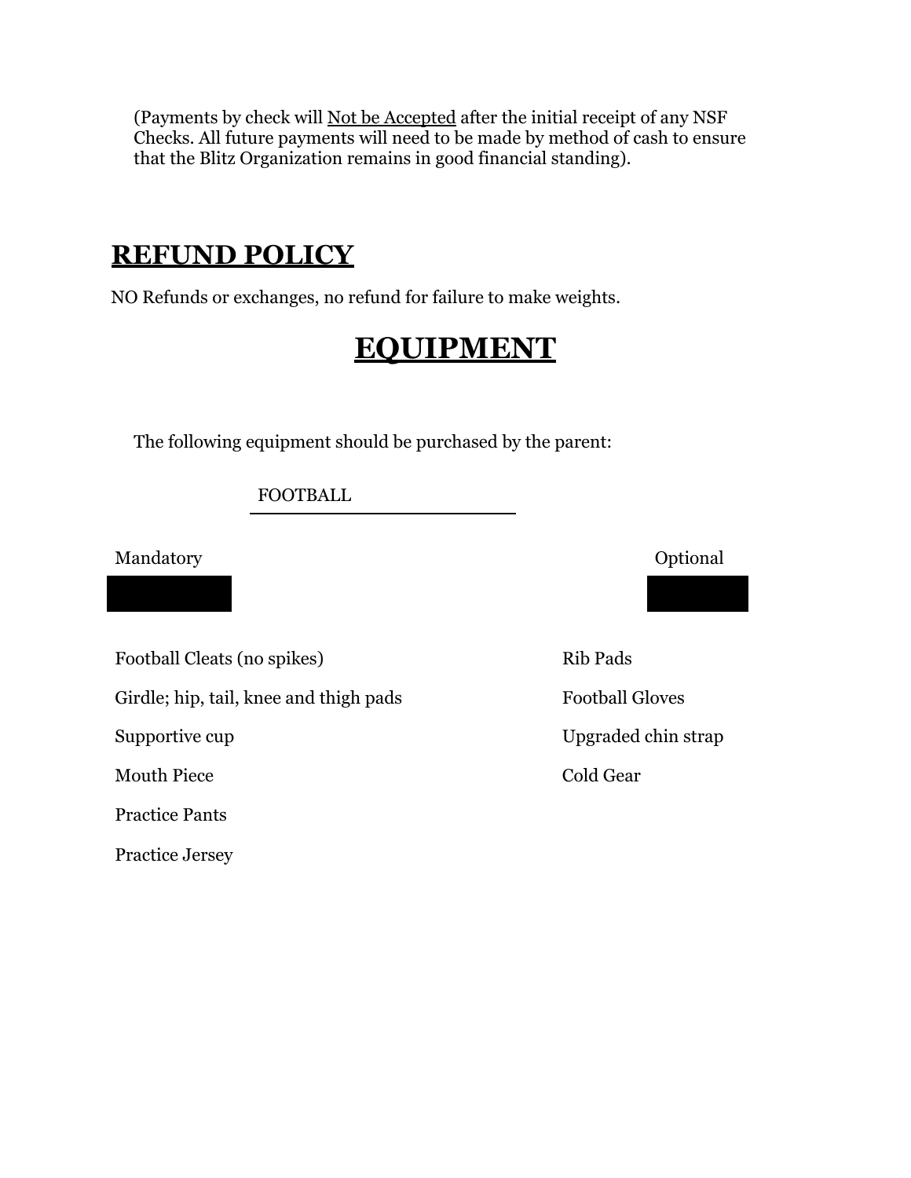(Payments by check will Not be Accepted after the initial receipt of any NSF Checks. All future payments will need to be made by method of cash to ensure that the Blitz Organization remains in good financial standing).

## REFUND POLICY

NO Refunds or exchanges, no refund for failure to make weights.

## EQUIPMENT

The following equipment should be purchased by the parent:

FOOTBALL

| Mandatory | Optional |
|---|---|
| Football Cleats (no spikes) | Rib Pads |
| Girdle; hip, tail, knee and thigh pads | Football Gloves |
| Supportive cup | Upgraded chin strap |
| Mouth Piece | Cold Gear |
| Practice Pants | |
| Practice Jersey | |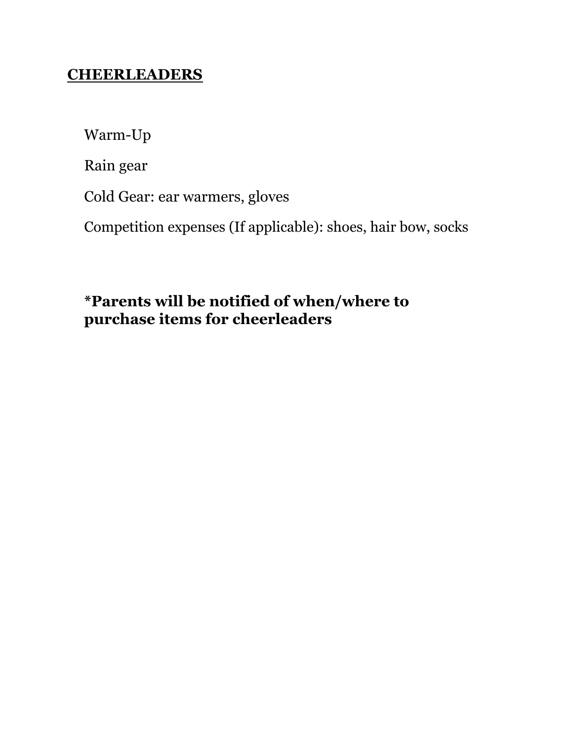## CHEERLEADERS

Warm-Up

Rain gear

Cold Gear: ear warmers, gloves

Competition expenses (If applicable): shoes, hair bow, socks

**\*Parents will be notified of when/where to purchase items for cheerleaders**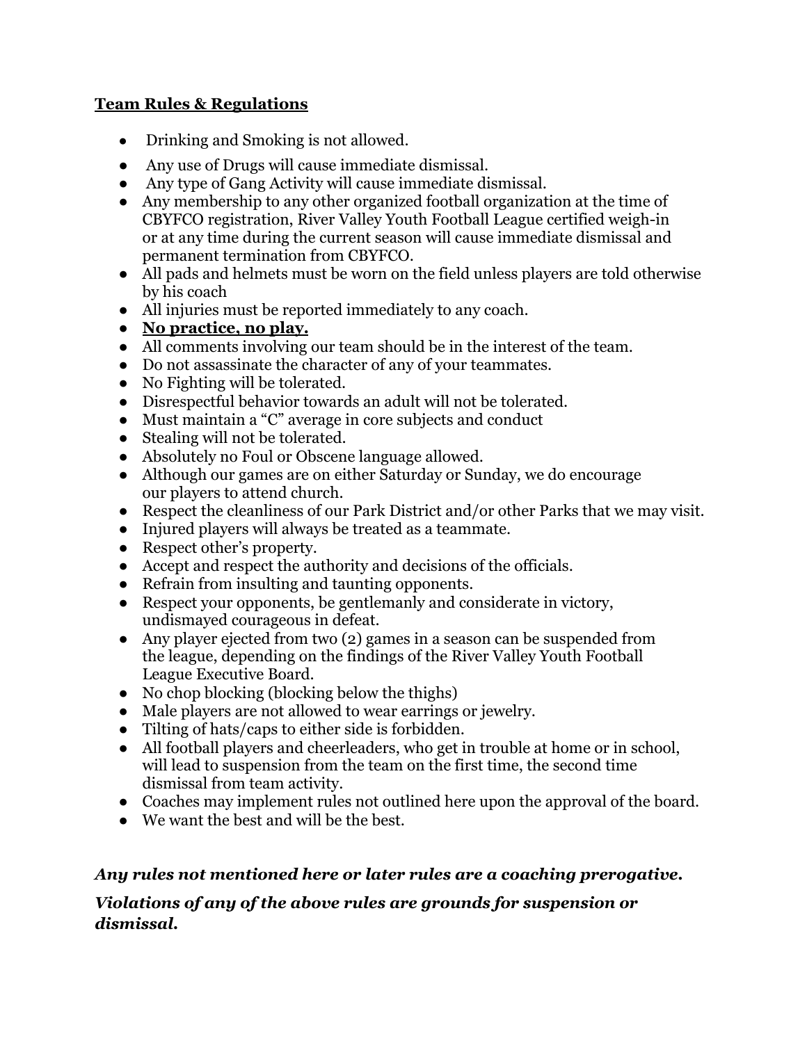**Team Rules & Regulations**

- Drinking and Smoking is not allowed.
- Any use of Drugs will cause immediate dismissal.
- Any type of Gang Activity will cause immediate dismissal.
- Any membership to any other organized football organization at the time of CBYFCO registration, River Valley Youth Football League certified weigh-in or at any time during the current season will cause immediate dismissal and permanent termination from CBYFCO.
- All pads and helmets must be worn on the field unless players are told otherwise by his coach
- All injuries must be reported immediately to any coach.
- **No practice, no play.**
- All comments involving our team should be in the interest of the team.
- Do not assassinate the character of any of your teammates.
- No Fighting will be tolerated.
- Disrespectful behavior towards an adult will not be tolerated.
- Must maintain a "C" average in core subjects and conduct
- Stealing will not be tolerated.
- Absolutely no Foul or Obscene language allowed.
- Although our games are on either Saturday or Sunday, we do encourage our players to attend church.
- Respect the cleanliness of our Park District and/or other Parks that we may visit.
- Injured players will always be treated as a teammate.
- Respect other's property.
- Accept and respect the authority and decisions of the officials.
- Refrain from insulting and taunting opponents.
- Respect your opponents, be gentlemanly and considerate in victory, undismayed courageous in defeat.
- Any player ejected from two (2) games in a season can be suspended from the league, depending on the findings of the River Valley Youth Football League Executive Board.
- No chop blocking (blocking below the thighs)
- Male players are not allowed to wear earrings or jewelry.
- Tilting of hats/caps to either side is forbidden.
- All football players and cheerleaders, who get in trouble at home or in school, will lead to suspension from the team on the first time, the second time dismissal from team activity.
- Coaches may implement rules not outlined here upon the approval of the board.
- We want the best and will be the best.

***Any rules not mentioned here or later rules are a coaching prerogative.***

***Violations of any of the above rules are grounds for suspension or dismissal.***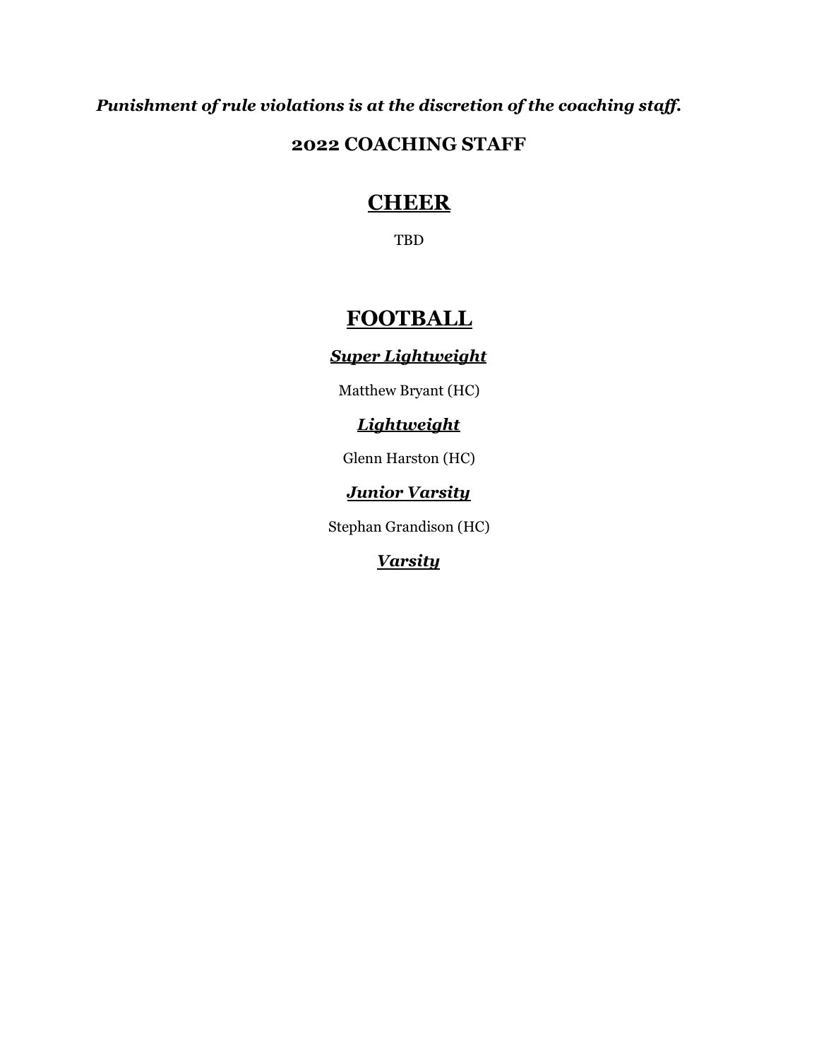***Punishment of rule violations is at the discretion of the coaching staff.***

## 2022 COACHING STAFF

# CHEER

TBD

# FOOTBALL

### ***Super Lightweight***

Matthew Bryant (HC)

### ***Lightweight***

Glenn Harston (HC)

### ***Junior Varsity***

Stephan Grandison (HC)

### ***Varsity***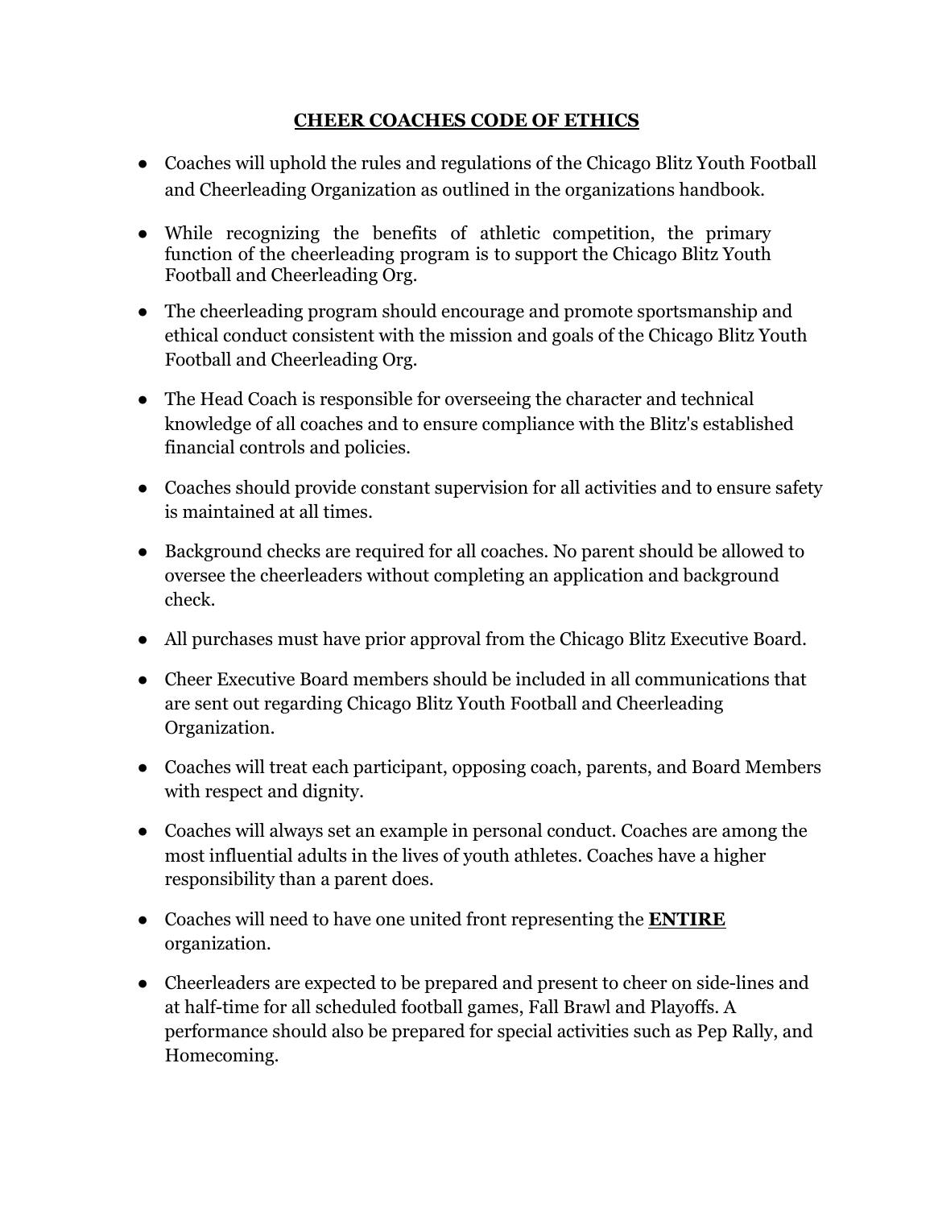# CHEER COACHES CODE OF ETHICS

- Coaches will uphold the rules and regulations of the Chicago Blitz Youth Football and Cheerleading Organization as outlined in the organizations handbook.
- While recognizing the benefits of athletic competition, the primary function of the cheerleading program is to support the Chicago Blitz Youth Football and Cheerleading Org.
- The cheerleading program should encourage and promote sportsmanship and ethical conduct consistent with the mission and goals of the Chicago Blitz Youth Football and Cheerleading Org.
- The Head Coach is responsible for overseeing the character and technical knowledge of all coaches and to ensure compliance with the Blitz's established financial controls and policies.
- Coaches should provide constant supervision for all activities and to ensure safety is maintained at all times.
- Background checks are required for all coaches. No parent should be allowed to oversee the cheerleaders without completing an application and background check.
- All purchases must have prior approval from the Chicago Blitz Executive Board.
- Cheer Executive Board members should be included in all communications that are sent out regarding Chicago Blitz Youth Football and Cheerleading Organization.
- Coaches will treat each participant, opposing coach, parents, and Board Members with respect and dignity.
- Coaches will always set an example in personal conduct. Coaches are among the most influential adults in the lives of youth athletes. Coaches have a higher responsibility than a parent does.
- Coaches will need to have one united front representing the **ENTIRE** organization.
- Cheerleaders are expected to be prepared and present to cheer on side-lines and at half-time for all scheduled football games, Fall Brawl and Playoffs. A performance should also be prepared for special activities such as Pep Rally, and Homecoming.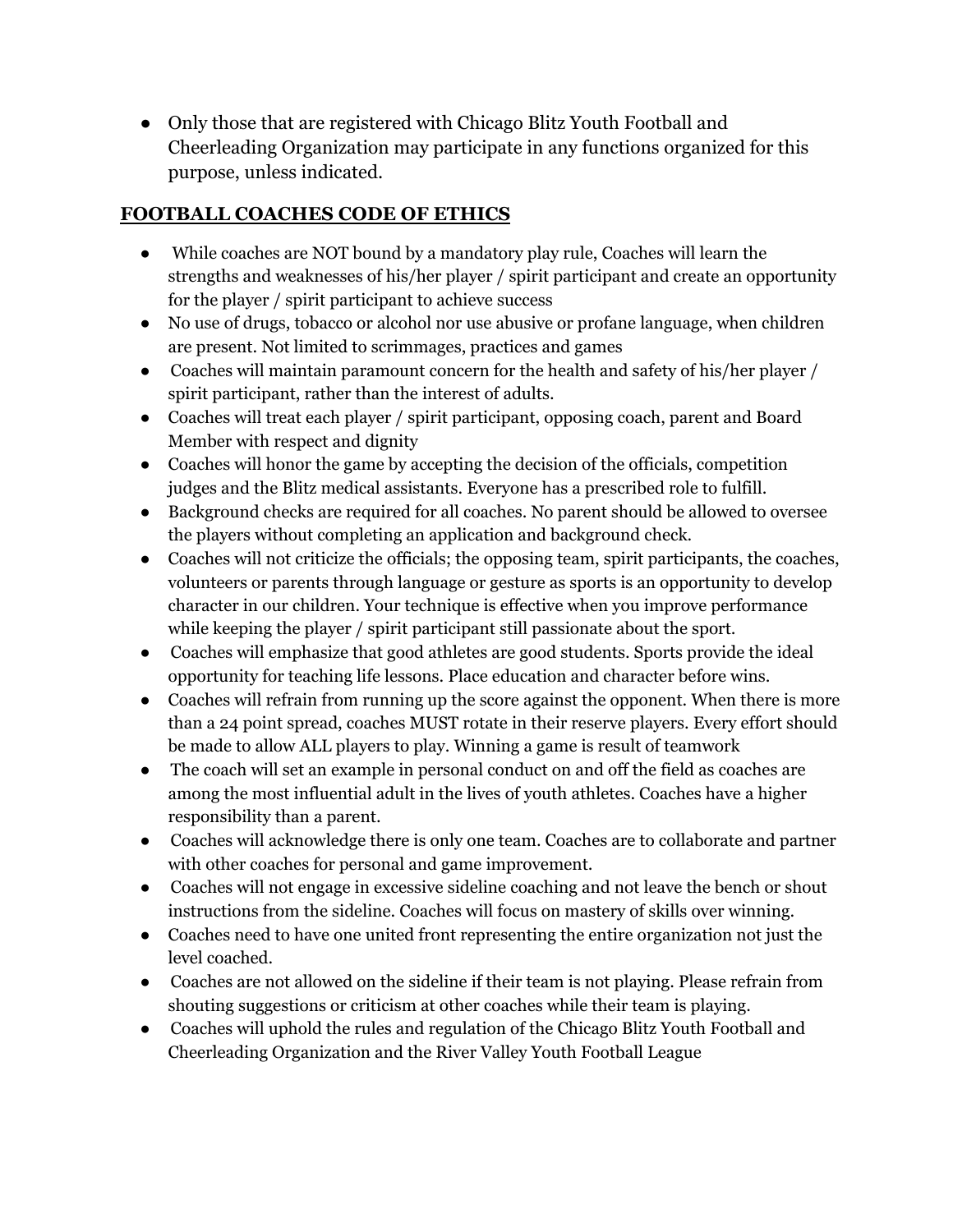- Only those that are registered with Chicago Blitz Youth Football and Cheerleading Organization may participate in any functions organized for this purpose, unless indicated.

## FOOTBALL COACHES CODE OF ETHICS

- While coaches are NOT bound by a mandatory play rule, Coaches will learn the strengths and weaknesses of his/her player / spirit participant and create an opportunity for the player / spirit participant to achieve success
- No use of drugs, tobacco or alcohol nor use abusive or profane language, when children are present. Not limited to scrimmages, practices and games
- Coaches will maintain paramount concern for the health and safety of his/her player / spirit participant, rather than the interest of adults.
- Coaches will treat each player / spirit participant, opposing coach, parent and Board Member with respect and dignity
- Coaches will honor the game by accepting the decision of the officials, competition judges and the Blitz medical assistants. Everyone has a prescribed role to fulfill.
- Background checks are required for all coaches. No parent should be allowed to oversee the players without completing an application and background check.
- Coaches will not criticize the officials; the opposing team, spirit participants, the coaches, volunteers or parents through language or gesture as sports is an opportunity to develop character in our children. Your technique is effective when you improve performance while keeping the player / spirit participant still passionate about the sport.
- Coaches will emphasize that good athletes are good students. Sports provide the ideal opportunity for teaching life lessons. Place education and character before wins.
- Coaches will refrain from running up the score against the opponent. When there is more than a 24 point spread, coaches MUST rotate in their reserve players. Every effort should be made to allow ALL players to play. Winning a game is result of teamwork
- The coach will set an example in personal conduct on and off the field as coaches are among the most influential adult in the lives of youth athletes. Coaches have a higher responsibility than a parent.
- Coaches will acknowledge there is only one team. Coaches are to collaborate and partner with other coaches for personal and game improvement.
- Coaches will not engage in excessive sideline coaching and not leave the bench or shout instructions from the sideline. Coaches will focus on mastery of skills over winning.
- Coaches need to have one united front representing the entire organization not just the level coached.
- Coaches are not allowed on the sideline if their team is not playing. Please refrain from shouting suggestions or criticism at other coaches while their team is playing.
- Coaches will uphold the rules and regulation of the Chicago Blitz Youth Football and Cheerleading Organization and the River Valley Youth Football League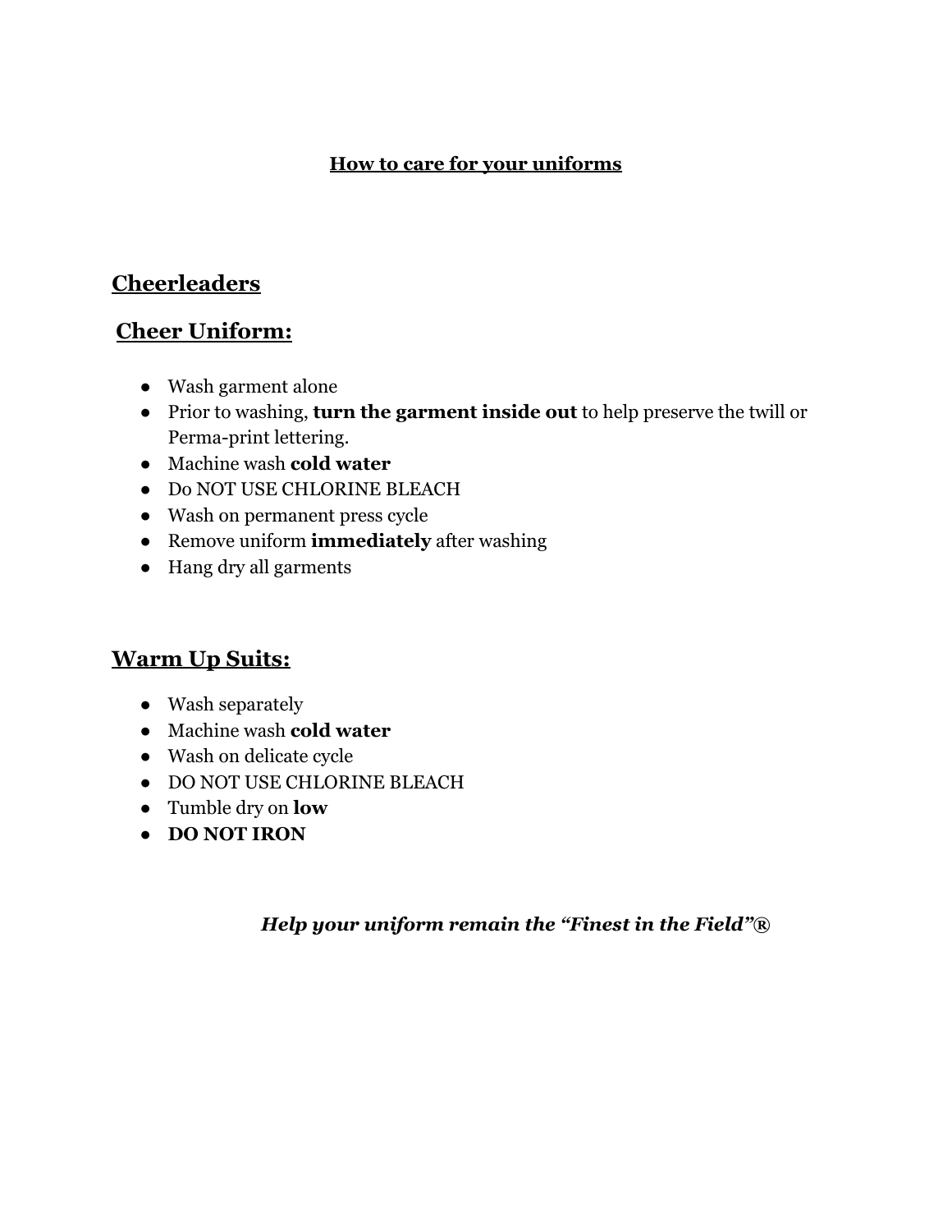# **How to care for your uniforms**

## Cheerleaders

### Cheer Uniform:

- Wash garment alone
- Prior to washing, **turn the garment inside out** to help preserve the twill or Perma-print lettering.
- Machine wash **cold water**
- Do NOT USE CHLORINE BLEACH
- Wash on permanent press cycle
- Remove uniform **immediately** after washing
- Hang dry all garments

### Warm Up Suits:

- Wash separately
- Machine wash **cold water**
- Wash on delicate cycle
- DO NOT USE CHLORINE BLEACH
- Tumble dry on **low**
- **DO NOT IRON**

***Help your uniform remain the "Finest in the Field"®***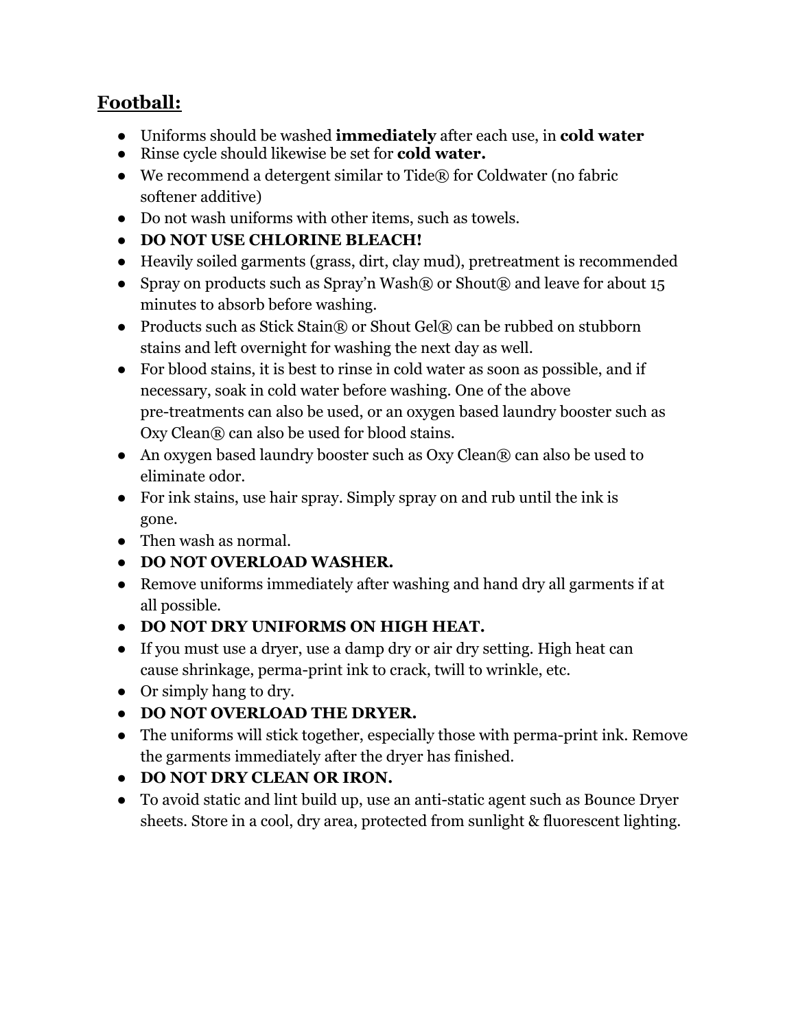## **Football:**

- Uniforms should be washed **immediately** after each use, in **cold water**
- Rinse cycle should likewise be set for **cold water.**
- We recommend a detergent similar to Tide® for Coldwater (no fabric softener additive)
- Do not wash uniforms with other items, such as towels.
- **DO NOT USE CHLORINE BLEACH!**
- Heavily soiled garments (grass, dirt, clay mud), pretreatment is recommended
- Spray on products such as Spray'n Wash® or Shout® and leave for about 15 minutes to absorb before washing.
- Products such as Stick Stain® or Shout Gel® can be rubbed on stubborn stains and left overnight for washing the next day as well.
- For blood stains, it is best to rinse in cold water as soon as possible, and if necessary, soak in cold water before washing. One of the above pre-treatments can also be used, or an oxygen based laundry booster such as Oxy Clean® can also be used for blood stains.
- An oxygen based laundry booster such as Oxy Clean® can also be used to eliminate odor.
- For ink stains, use hair spray. Simply spray on and rub until the ink is gone.
- Then wash as normal.
- **DO NOT OVERLOAD WASHER.**
- Remove uniforms immediately after washing and hand dry all garments if at all possible.
- **DO NOT DRY UNIFORMS ON HIGH HEAT.**
- If you must use a dryer, use a damp dry or air dry setting. High heat can cause shrinkage, perma-print ink to crack, twill to wrinkle, etc.
- Or simply hang to dry.
- **DO NOT OVERLOAD THE DRYER.**
- The uniforms will stick together, especially those with perma-print ink. Remove the garments immediately after the dryer has finished.
- **DO NOT DRY CLEAN OR IRON.**
- To avoid static and lint build up, use an anti-static agent such as Bounce Dryer sheets. Store in a cool, dry area, protected from sunlight & fluorescent lighting.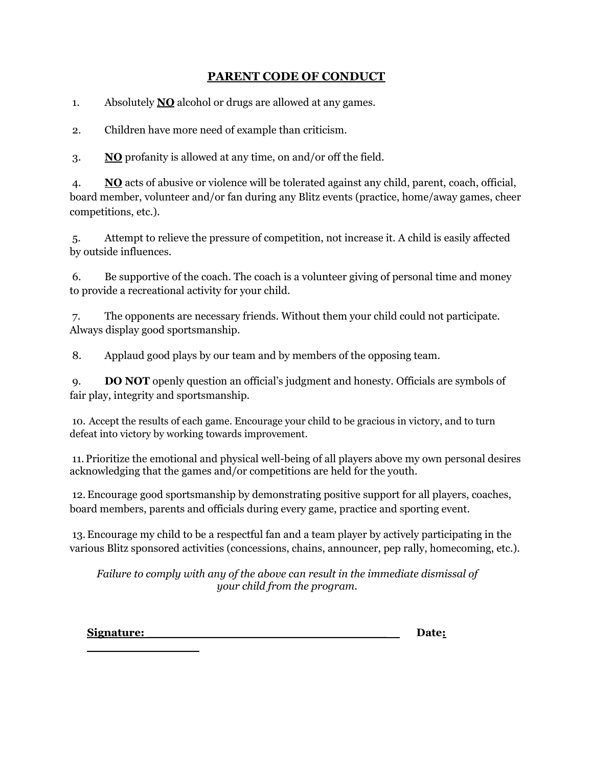# PARENT CODE OF CONDUCT

1. Absolutely **NO** alcohol or drugs are allowed at any games.

2. Children have more need of example than criticism.

3. **NO** profanity is allowed at any time, on and/or off the field.

4. **NO** acts of abusive or violence will be tolerated against any child, parent, coach, official, board member, volunteer and/or fan during any Blitz events (practice, home/away games, cheer competitions, etc.).

5. Attempt to relieve the pressure of competition, not increase it. A child is easily affected by outside influences.

6. Be supportive of the coach. The coach is a volunteer giving of personal time and money to provide a recreational activity for your child.

7. The opponents are necessary friends. Without them your child could not participate. Always display good sportsmanship.

8. Applaud good plays by our team and by members of the opposing team.

9. **DO NOT** openly question an official's judgment and honesty. Officials are symbols of fair play, integrity and sportsmanship.

10. Accept the results of each game. Encourage your child to be gracious in victory, and to turn defeat into victory by working towards improvement.

11. Prioritize the emotional and physical well-being of all players above my own personal desires acknowledging that the games and/or competitions are held for the youth.

12. Encourage good sportsmanship by demonstrating positive support for all players, coaches, board members, parents and officials during every game, practice and sporting event.

13. Encourage my child to be a respectful fan and a team player by actively participating in the various Blitz sponsored activities (concessions, chains, announcer, pep rally, homecoming, etc.).

*Failure to comply with any of the above can result in the immediate dismissal of your child from the program.*

**Signature:** ___________________________________ **Date:** _______________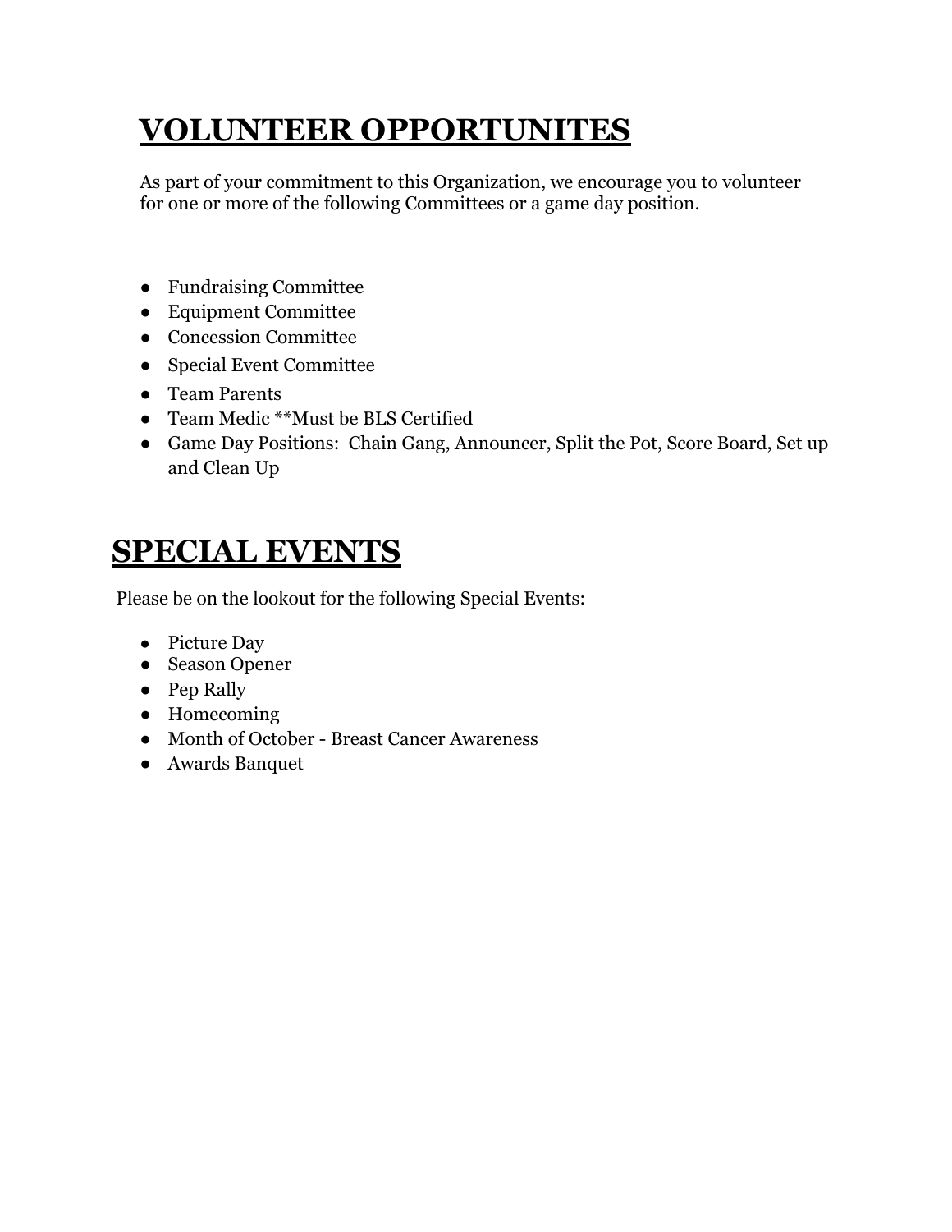# VOLUNTEER OPPORTUNITES

As part of your commitment to this Organization, we encourage you to volunteer for one or more of the following Committees or a game day position.

- Fundraising Committee
- Equipment Committee
- Concession Committee
- Special Event Committee
- Team Parents
- Team Medic **Must be BLS Certified
- Game Day Positions: Chain Gang, Announcer, Split the Pot, Score Board, Set up and Clean Up

# SPECIAL EVENTS

Please be on the lookout for the following Special Events:

- Picture Day
- Season Opener
- Pep Rally
- Homecoming
- Month of October - Breast Cancer Awareness
- Awards Banquet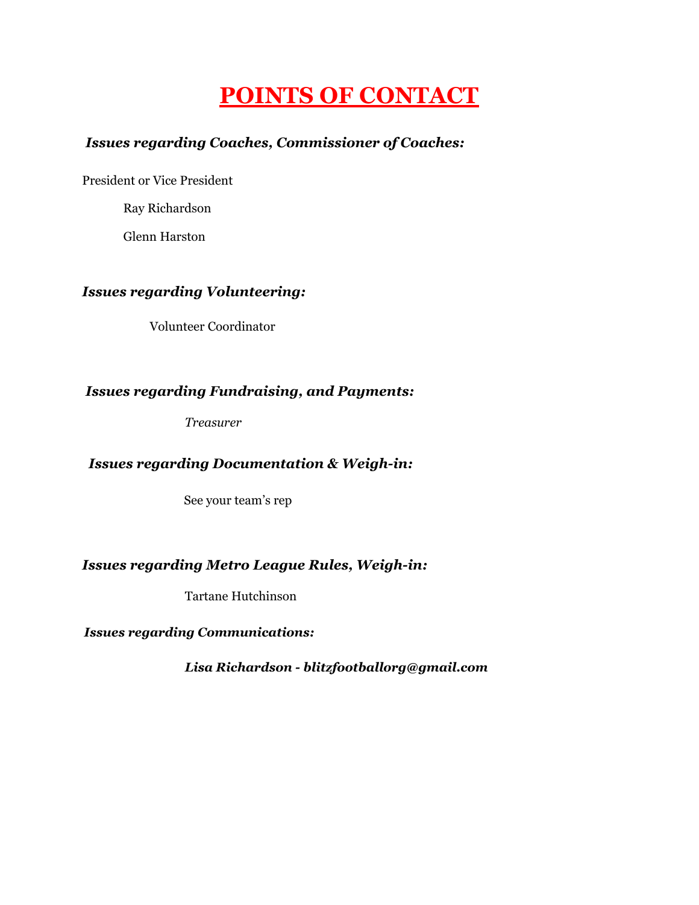# POINTS OF CONTACT

***Issues regarding Coaches, Commissioner of Coaches:***

President or Vice President

Ray Richardson

Glenn Harston

***Issues regarding Volunteering:***

Volunteer Coordinator

***Issues regarding Fundraising, and Payments:***

*Treasurer*

***Issues regarding Documentation & Weigh-in:***

See your team's rep

***Issues regarding Metro League Rules, Weigh-in:***

Tartane Hutchinson

***Issues regarding Communications:***

***Lisa Richardson - blitzfootballorg@gmail.com***